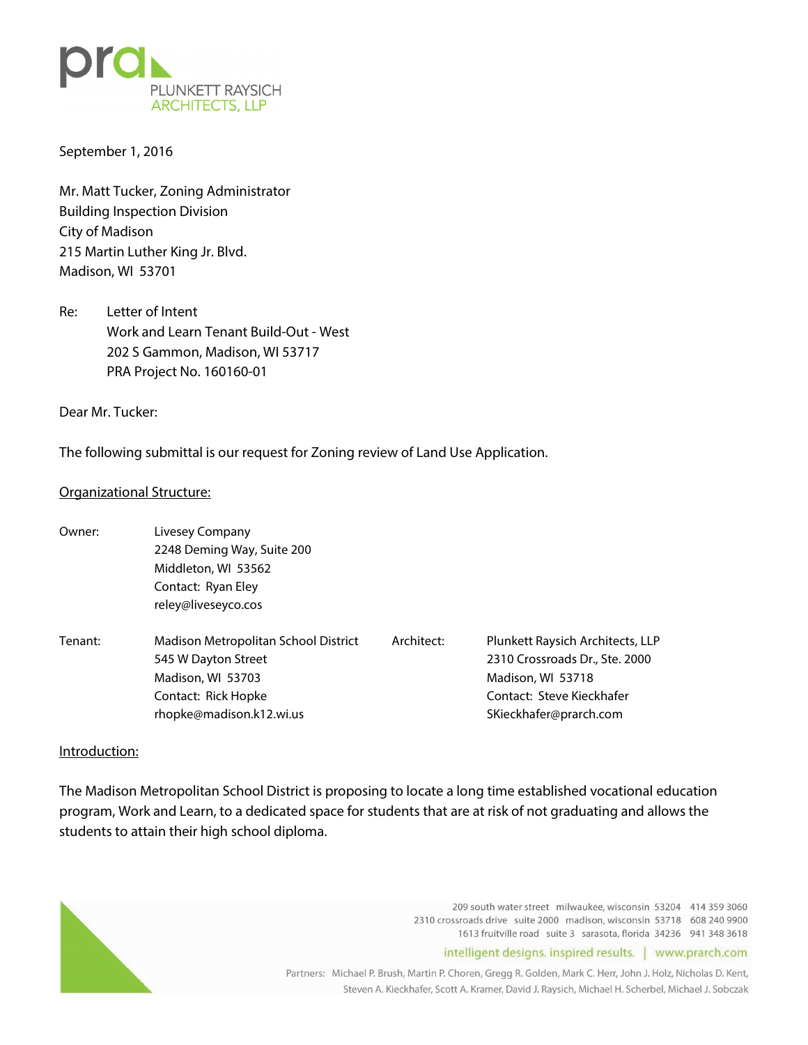September 1, 2016

Mr. Matt Tucker, Zoning Administrator
Building Inspection Division
City of Madison
215 Martin Luther King Jr. Blvd.
Madison, WI 53701

Re: Letter of Intent
Work and Learn Tenant Build-Out - West
202 S Gammon, Madison, WI 53717
PRA Project No. 160160-01

Dear Mr. Tucker:

The following submittal is our request for Zoning review of Land Use Application.

## Organizational Structure:

**Owner:**
Livesey Company
2248 Deming Way, Suite 200
Middleton, WI 53562
Contact: Ryan Eley
reley@liveseyco.cos

**Tenant:**
Madison Metropolitan School District
545 W Dayton Street
Madison, WI 53703
Contact: Rick Hopke
rhopke@madison.k12.wi.us

**Architect:**
Plunkett Raysich Architects, LLP
2310 Crossroads Dr., Ste. 2000
Madison, WI 53718
Contact: Steve Kieckhafer
SKieckhafer@prarch.com

## Introduction:

The Madison Metropolitan School District is proposing to locate a long time established vocational education program, Work and Learn, to a dedicated space for students that are at risk of not graduating and allows the students to attain their high school diploma.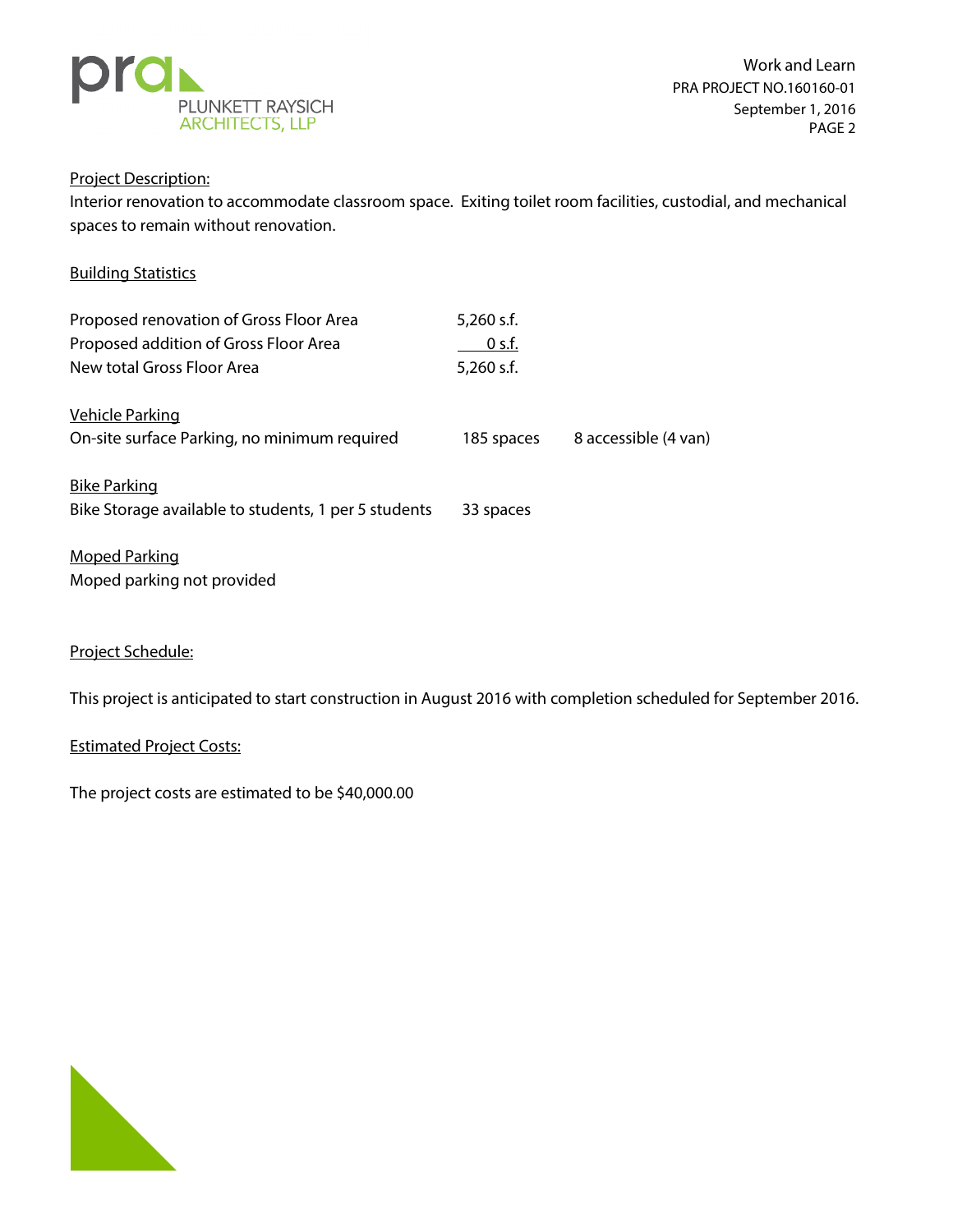## Project Description:

Interior renovation to accommodate classroom space. Exiting toilet room facilities, custodial, and mechanical spaces to remain without renovation.

## Building Statistics

| | | |
|---|---|---|
| Proposed renovation of Gross Floor Area | 5,260 s.f. | |
| Proposed addition of Gross Floor Area | 0 s.f. | |
| New total Gross Floor Area | 5,260 s.f. | |

### Vehicle Parking

| | | |
|---|---|---|
| On-site surface Parking, no minimum required | 185 spaces | 8 accessible (4 van) |

### Bike Parking

| | |
|---|---|
| Bike Storage available to students, 1 per 5 students | 33 spaces |

### Moped Parking

Moped parking not provided

## Project Schedule:

This project is anticipated to start construction in August 2016 with completion scheduled for September 2016.

## Estimated Project Costs:

The project costs are estimated to be $40,000.00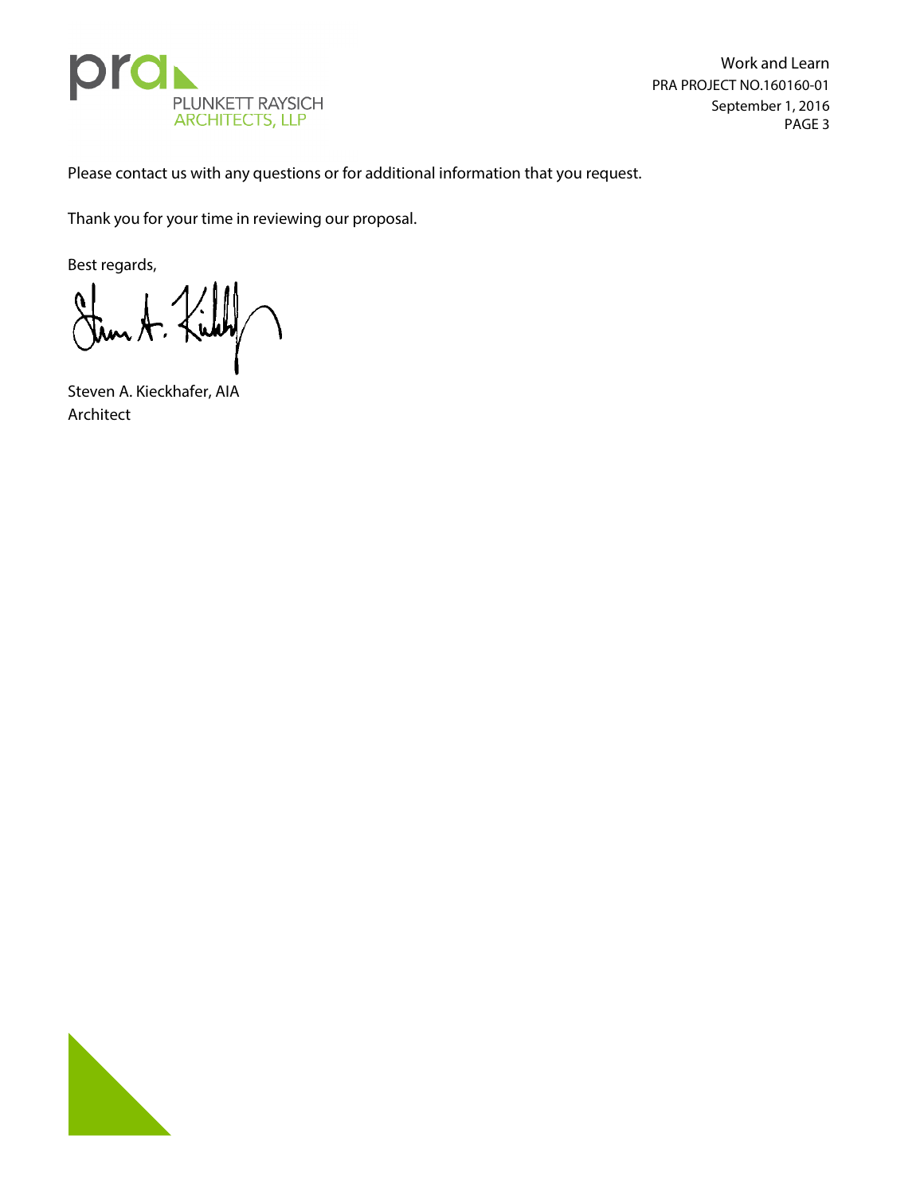Please contact us with any questions or for additional information that you request.

Thank you for your time in reviewing our proposal.

Best regards,

Steven A. Kieckhafer, AIA
Architect